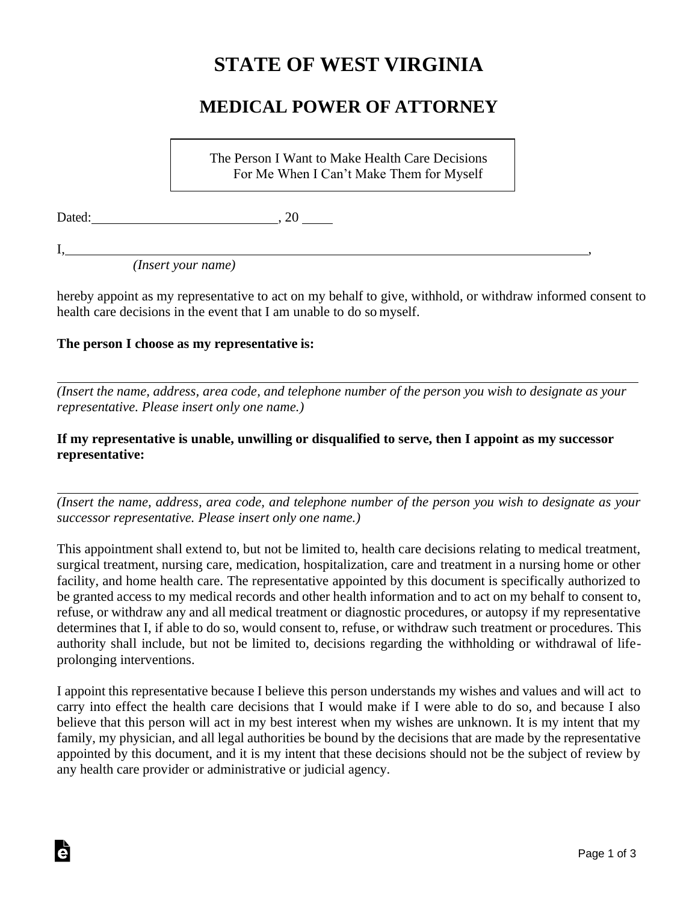# STATE OF WEST VIRGINIA

## MEDICAL POWER OF ATTORNEY

The Person I Want to Make Health Care Decisions
For Me When I Can't Make Them for Myself

Dated:\_\_\_\_\_\_\_\_\_\_\_\_\_\_\_\_\_\_\_\_\_\_\_\_\_\_\_\_, 20 \_\_\_\_\_

I,\_\_\_\_\_\_\_\_\_\_\_\_\_\_\_\_\_\_\_\_\_\_\_\_\_\_\_\_\_\_\_\_\_\_\_\_\_\_\_\_\_\_\_\_\_\_\_\_\_\_\_\_\_\_\_\_\_\_\_\_\_\_\_\_\_\_\_\_\_\_\_\_\_\_\_\_\_\_,
*(Insert your name)*

hereby appoint as my representative to act on my behalf to give, withhold, or withdraw informed consent to health care decisions in the event that I am unable to do so myself.

**The person I choose as my representative is:**

\_\_\_\_\_\_\_\_\_\_\_\_\_\_\_\_\_\_\_\_\_\_\_\_\_\_\_\_\_\_\_\_\_\_\_\_\_\_\_\_\_\_\_\_\_\_\_\_\_\_\_\_\_\_\_\_\_\_\_\_\_\_\_\_\_\_\_\_\_\_\_\_\_\_\_\_\_\_\_\_\_\_\_\_\_\_\_\_\_\_
*(Insert the name, address, area code, and telephone number of the person you wish to designate as your representative. Please insert only one name.)*

**If my representative is unable, unwilling or disqualified to serve, then I appoint as my successor representative:**

\_\_\_\_\_\_\_\_\_\_\_\_\_\_\_\_\_\_\_\_\_\_\_\_\_\_\_\_\_\_\_\_\_\_\_\_\_\_\_\_\_\_\_\_\_\_\_\_\_\_\_\_\_\_\_\_\_\_\_\_\_\_\_\_\_\_\_\_\_\_\_\_\_\_\_\_\_\_\_\_\_\_\_\_\_\_\_\_\_\_
*(Insert the name, address, area code, and telephone number of the person you wish to designate as your successor representative. Please insert only one name.)*

This appointment shall extend to, but not be limited to, health care decisions relating to medical treatment, surgical treatment, nursing care, medication, hospitalization, care and treatment in a nursing home or other facility, and home health care. The representative appointed by this document is specifically authorized to be granted access to my medical records and other health information and to act on my behalf to consent to, refuse, or withdraw any and all medical treatment or diagnostic procedures, or autopsy if my representative determines that I, if able to do so, would consent to, refuse, or withdraw such treatment or procedures. This authority shall include, but not be limited to, decisions regarding the withholding or withdrawal of life-prolonging interventions.

I appoint this representative because I believe this person understands my wishes and values and will act to carry into effect the health care decisions that I would make if I were able to do so, and because I also believe that this person will act in my best interest when my wishes are unknown. It is my intent that my family, my physician, and all legal authorities be bound by the decisions that are made by the representative appointed by this document, and it is my intent that these decisions should not be the subject of review by any health care provider or administrative or judicial agency.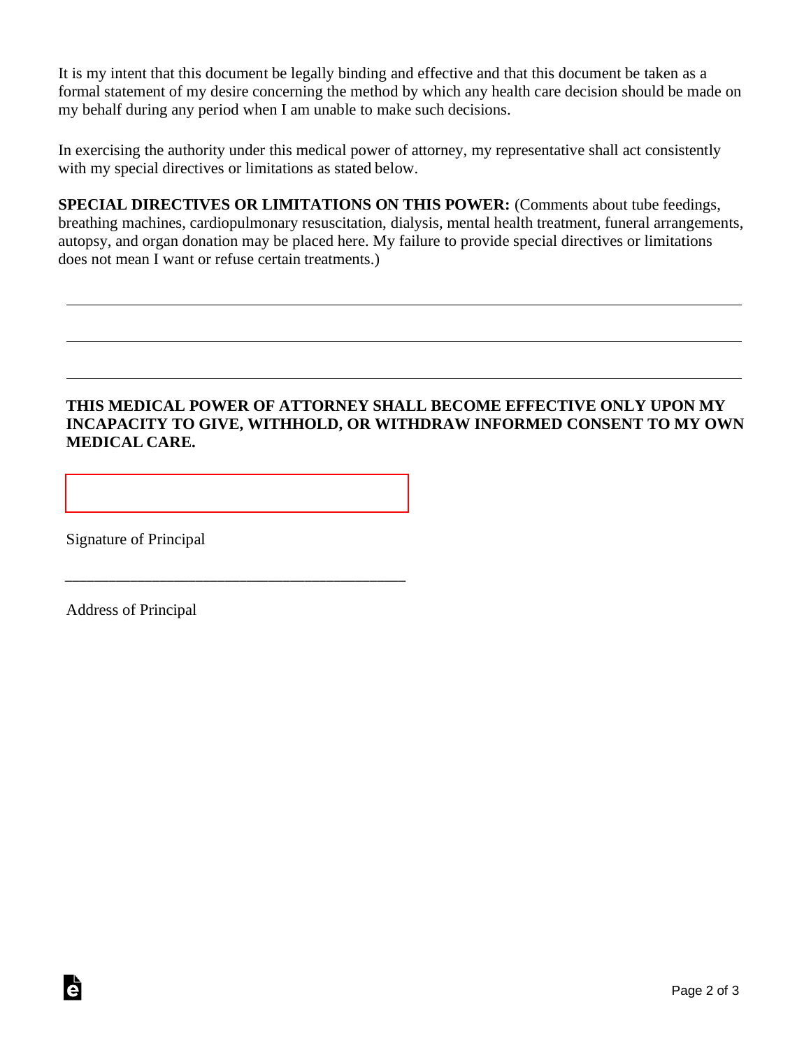It is my intent that this document be legally binding and effective and that this document be taken as a formal statement of my desire concerning the method by which any health care decision should be made on my behalf during any period when I am unable to make such decisions.

In exercising the authority under this medical power of attorney, my representative shall act consistently with my special directives or limitations as stated below.

**SPECIAL DIRECTIVES OR LIMITATIONS ON THIS POWER:** (Comments about tube feedings, breathing machines, cardiopulmonary resuscitation, dialysis, mental health treatment, funeral arrangements, autopsy, and organ donation may be placed here. My failure to provide special directives or limitations does not mean I want or refuse certain treatments.)

______________________________________________________________________________

______________________________________________________________________________

______________________________________________________________________________

**THIS MEDICAL POWER OF ATTORNEY SHALL BECOME EFFECTIVE ONLY UPON MY INCAPACITY TO GIVE, WITHHOLD, OR WITHDRAW INFORMED CONSENT TO MY OWN MEDICAL CARE.**

____________________________________________

Signature of Principal

____________________________________________

Address of Principal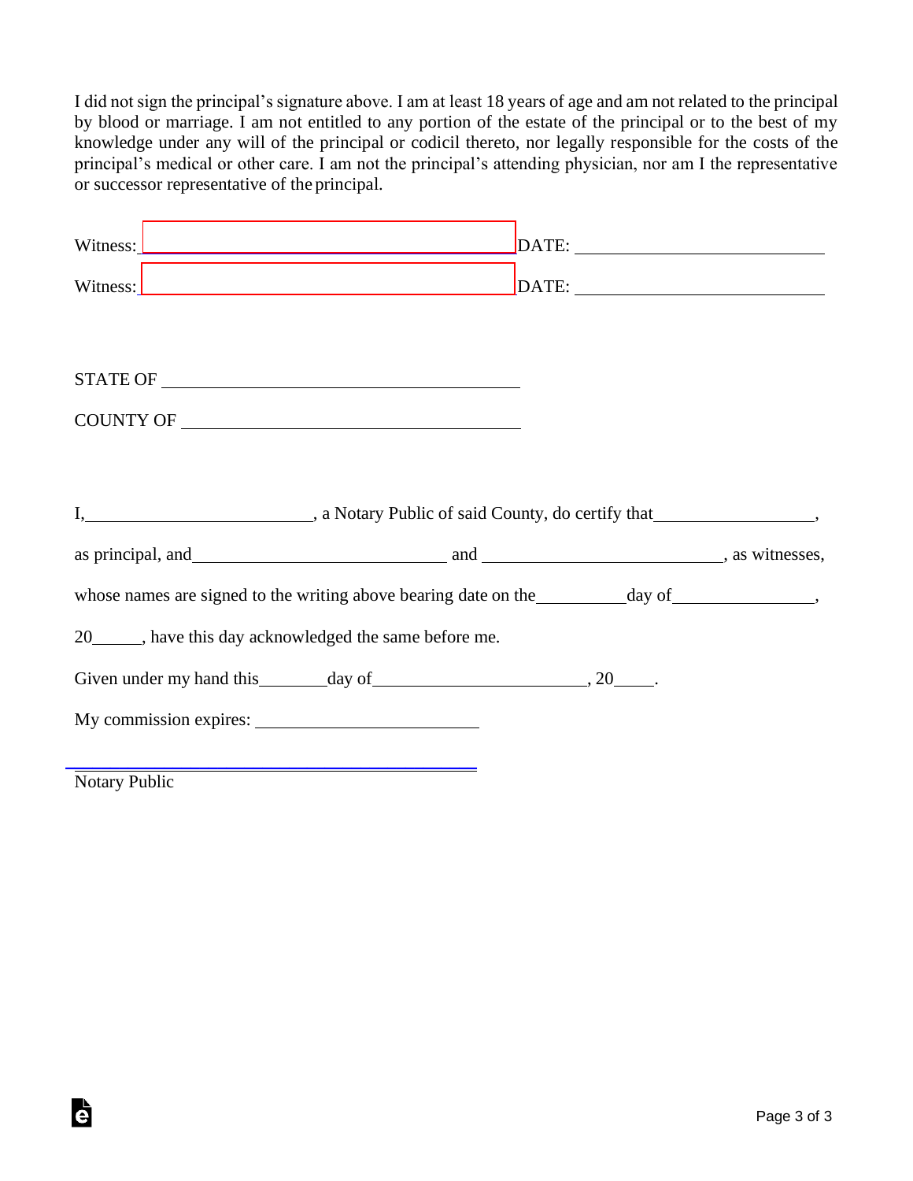I did not sign the principal's signature above. I am at least 18 years of age and am not related to the principal by blood or marriage. I am not entitled to any portion of the estate of the principal or to the best of my knowledge under any will of the principal or codicil thereto, nor legally responsible for the costs of the principal's medical or other care. I am not the principal's attending physician, nor am I the representative or successor representative of the principal.

Witness: ______________________________ DATE: ______________________

Witness: ______________________________ DATE: ______________________

STATE OF ______________________________

COUNTY OF ______________________________

I, ____________________, a Notary Public of said County, do certify that ______________,

as principal, and ______________________ and ______________________, as witnesses,

whose names are signed to the writing above bearing date on the ________ day of ______________,

20_____, have this day acknowledged the same before me.

Given under my hand this _______ day of ____________________, 20____.

My commission expires: ____________________

______________________________
Notary Public